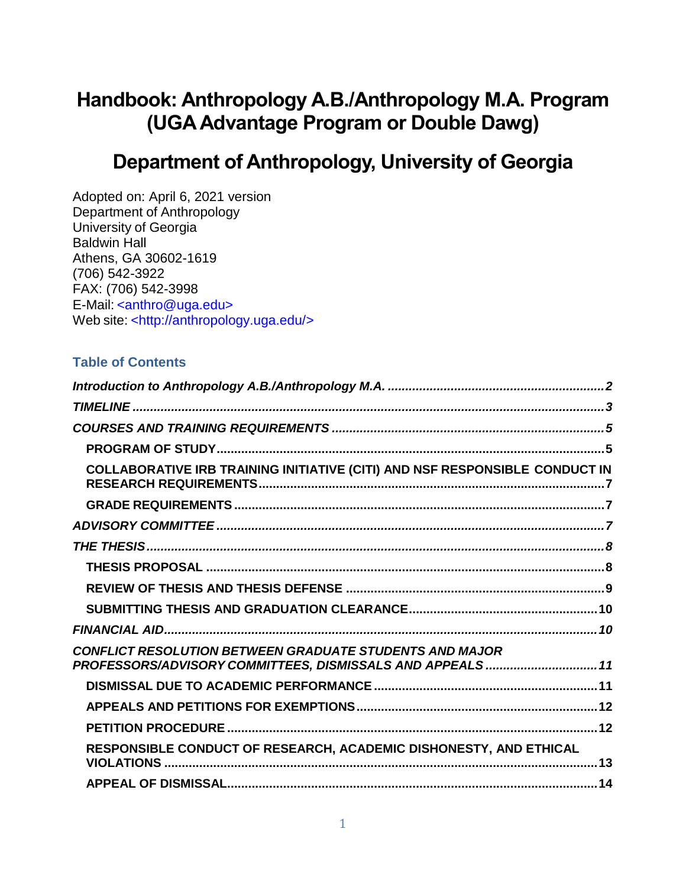# Handbook: Anthropology A.B./Anthropology M.A. Program (UGA Advantage Program or Double Dawg)

## Department of Anthropology, University of Georgia

Adopted on: April 6, 2021 version
Department of Anthropology
University of Georgia
Baldwin Hall
Athens, GA 30602-1619
(706) 542-3922
FAX: (706) 542-3998
E-Mail: <anthro@uga.edu>
Web site: <http://anthropology.uga.edu/>

### Table of Contents

*Introduction to Anthropology A.B./Anthropology M.A.* ........ 2

*TIMELINE* ........ 3

*COURSES AND TRAINING REQUIREMENTS* ........ 5

- **PROGRAM OF STUDY** ........ 5
- **COLLABORATIVE IRB TRAINING INITIATIVE (CITI) AND NSF RESPONSIBLE CONDUCT IN RESEARCH REQUIREMENTS** ........ 7
- **GRADE REQUIREMENTS** ........ 7

*ADVISORY COMMITTEE* ........ 7

*THE THESIS* ........ 8

- **THESIS PROPOSAL** ........ 8
- **REVIEW OF THESIS AND THESIS DEFENSE** ........ 9
- **SUBMITTING THESIS AND GRADUATION CLEARANCE** ........ 10

*FINANCIAL AID* ........ 10

*CONFLICT RESOLUTION BETWEEN GRADUATE STUDENTS AND MAJOR PROFESSORS/ADVISORY COMMITTEES, DISMISSALS AND APPEALS* ........ 11

- **DISMISSAL DUE TO ACADEMIC PERFORMANCE** ........ 11
- **APPEALS AND PETITIONS FOR EXEMPTIONS** ........ 12
- **PETITION PROCEDURE** ........ 12
- **RESPONSIBLE CONDUCT OF RESEARCH, ACADEMIC DISHONESTY, AND ETHICAL VIOLATIONS** ........ 13
- **APPEAL OF DISMISSAL** ........ 14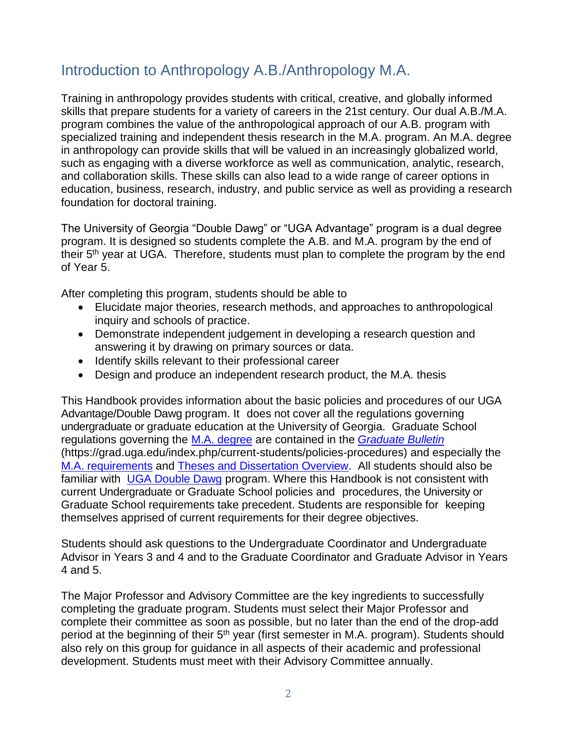## Introduction to Anthropology A.B./Anthropology M.A.

Training in anthropology provides students with critical, creative, and globally informed skills that prepare students for a variety of careers in the 21st century. Our dual A.B./M.A. program combines the value of the anthropological approach of our A.B. program with specialized training and independent thesis research in the M.A. program. An M.A. degree in anthropology can provide skills that will be valued in an increasingly globalized world, such as engaging with a diverse workforce as well as communication, analytic, research, and collaboration skills. These skills can also lead to a wide range of career options in education, business, research, industry, and public service as well as providing a research foundation for doctoral training.

The University of Georgia "Double Dawg" or "UGA Advantage" program is a dual degree program. It is designed so students complete the A.B. and M.A. program by the end of their 5th year at UGA. Therefore, students must plan to complete the program by the end of Year 5.

After completing this program, students should be able to

- Elucidate major theories, research methods, and approaches to anthropological inquiry and schools of practice.
- Demonstrate independent judgement in developing a research question and answering it by drawing on primary sources or data.
- Identify skills relevant to their professional career
- Design and produce an independent research product, the M.A. thesis

This Handbook provides information about the basic policies and procedures of our UGA Advantage/Double Dawg program. It does not cover all the regulations governing undergraduate or graduate education at the University of Georgia. Graduate School regulations governing the M.A. degree are contained in the *Graduate Bulletin* (https://grad.uga.edu/index.php/current-students/policies-procedures) and especially the M.A. requirements and Theses and Dissertation Overview. All students should also be familiar with UGA Double Dawg program. Where this Handbook is not consistent with current Undergraduate or Graduate School policies and procedures, the University or Graduate School requirements take precedent. Students are responsible for keeping themselves apprised of current requirements for their degree objectives.

Students should ask questions to the Undergraduate Coordinator and Undergraduate Advisor in Years 3 and 4 and to the Graduate Coordinator and Graduate Advisor in Years 4 and 5.

The Major Professor and Advisory Committee are the key ingredients to successfully completing the graduate program. Students must select their Major Professor and complete their committee as soon as possible, but no later than the end of the drop-add period at the beginning of their 5th year (first semester in M.A. program). Students should also rely on this group for guidance in all aspects of their academic and professional development. Students must meet with their Advisory Committee annually.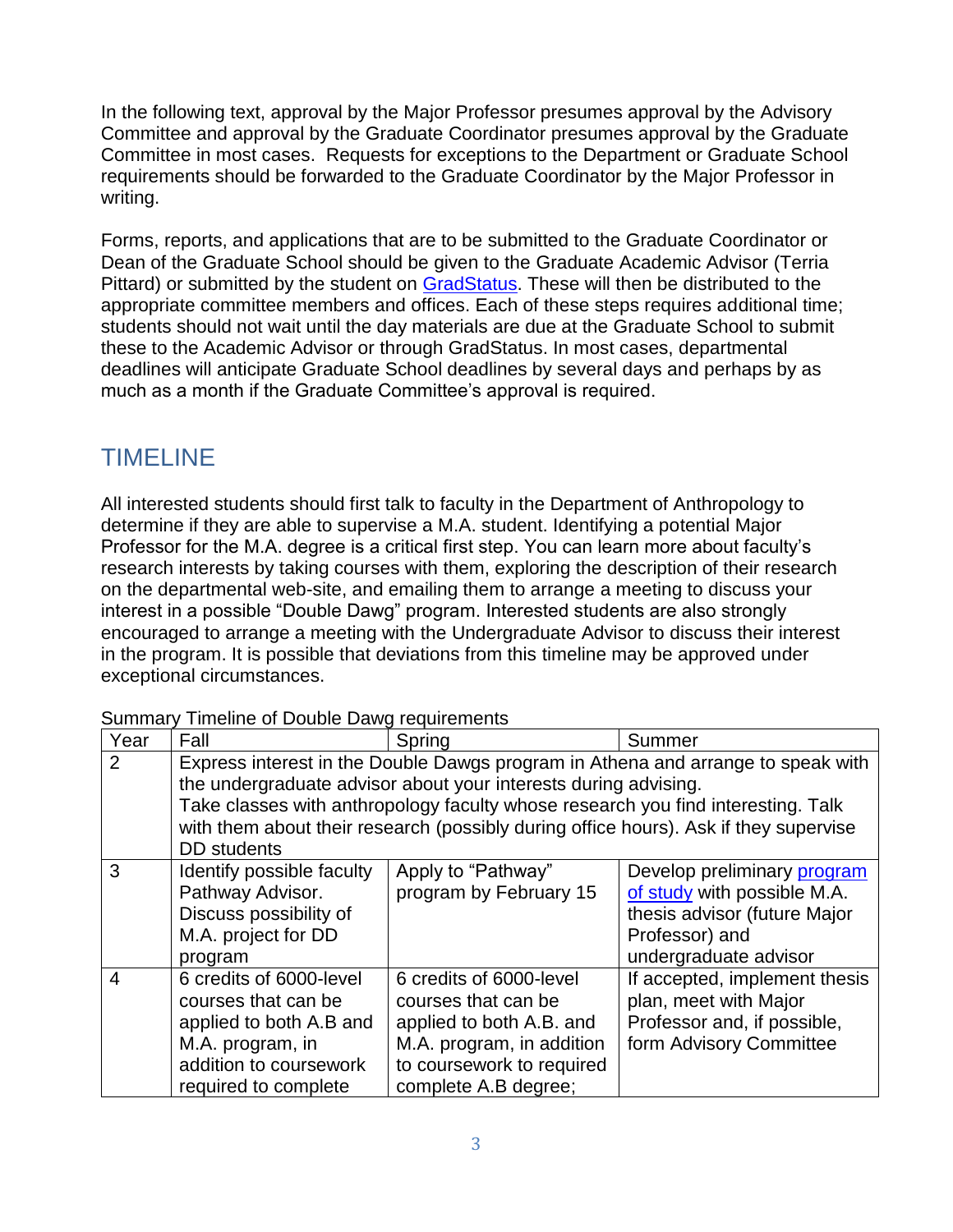In the following text, approval by the Major Professor presumes approval by the Advisory Committee and approval by the Graduate Coordinator presumes approval by the Graduate Committee in most cases. Requests for exceptions to the Department or Graduate School requirements should be forwarded to the Graduate Coordinator by the Major Professor in writing.

Forms, reports, and applications that are to be submitted to the Graduate Coordinator or Dean of the Graduate School should be given to the Graduate Academic Advisor (Terria Pittard) or submitted by the student on [GradStatus](). These will then be distributed to the appropriate committee members and offices. Each of these steps requires additional time; students should not wait until the day materials are due at the Graduate School to submit these to the Academic Advisor or through GradStatus. In most cases, departmental deadlines will anticipate Graduate School deadlines by several days and perhaps by as much as a month if the Graduate Committee's approval is required.

## TIMELINE

All interested students should first talk to faculty in the Department of Anthropology to determine if they are able to supervise a M.A. student. Identifying a potential Major Professor for the M.A. degree is a critical first step. You can learn more about faculty's research interests by taking courses with them, exploring the description of their research on the departmental web-site, and emailing them to arrange a meeting to discuss your interest in a possible "Double Dawg" program. Interested students are also strongly encouraged to arrange a meeting with the Undergraduate Advisor to discuss their interest in the program. It is possible that deviations from this timeline may be approved under exceptional circumstances.

Summary Timeline of Double Dawg requirements

| Year | Fall | Spring | Summer |
|---|---|---|---|
| 2 | Express interest in the Double Dawgs program in Athena and arrange to speak with the undergraduate advisor about your interests during advising. Take classes with anthropology faculty whose research you find interesting. Talk with them about their research (possibly during office hours). Ask if they supervise DD students | | |
| 3 | Identify possible faculty Pathway Advisor. Discuss possibility of M.A. project for DD program | Apply to "Pathway" program by February 15 | Develop preliminary program of study with possible M.A. thesis advisor (future Major Professor) and undergraduate advisor |
| 4 | 6 credits of 6000-level courses that can be applied to both A.B and M.A. program, in addition to coursework required to complete | 6 credits of 6000-level courses that can be applied to both A.B. and M.A. program, in addition to coursework to required complete A.B degree; | If accepted, implement thesis plan, meet with Major Professor and, if possible, form Advisory Committee |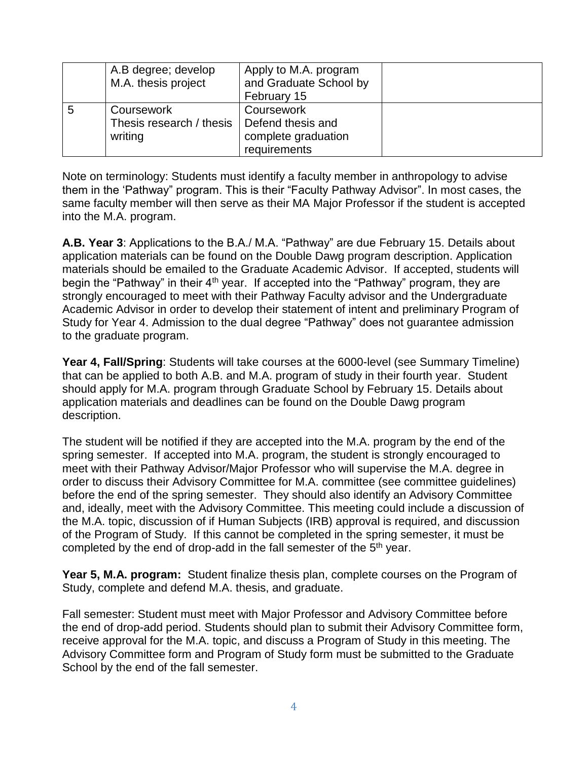| | | | |
|---|---|---|---|
| | A.B degree; develop M.A. thesis project | Apply to M.A. program and Graduate School by February 15 | |
| 5 | Coursework<br>Thesis research / thesis writing | Coursework<br>Defend thesis and complete graduation requirements | |

Note on terminology: Students must identify a faculty member in anthropology to advise them in the 'Pathway" program. This is their "Faculty Pathway Advisor". In most cases, the same faculty member will then serve as their MA Major Professor if the student is accepted into the M.A. program.

**A.B. Year 3**: Applications to the B.A./ M.A. "Pathway" are due February 15. Details about application materials can be found on the Double Dawg program description. Application materials should be emailed to the Graduate Academic Advisor. If accepted, students will begin the "Pathway" in their 4th year. If accepted into the "Pathway" program, they are strongly encouraged to meet with their Pathway Faculty advisor and the Undergraduate Academic Advisor in order to develop their statement of intent and preliminary Program of Study for Year 4. Admission to the dual degree "Pathway" does not guarantee admission to the graduate program.

**Year 4, Fall/Spring**: Students will take courses at the 6000-level (see Summary Timeline) that can be applied to both A.B. and M.A. program of study in their fourth year. Student should apply for M.A. program through Graduate School by February 15. Details about application materials and deadlines can be found on the Double Dawg program description.

The student will be notified if they are accepted into the M.A. program by the end of the spring semester. If accepted into M.A. program, the student is strongly encouraged to meet with their Pathway Advisor/Major Professor who will supervise the M.A. degree in order to discuss their Advisory Committee for M.A. committee (see committee guidelines) before the end of the spring semester. They should also identify an Advisory Committee and, ideally, meet with the Advisory Committee. This meeting could include a discussion of the M.A. topic, discussion of if Human Subjects (IRB) approval is required, and discussion of the Program of Study. If this cannot be completed in the spring semester, it must be completed by the end of drop-add in the fall semester of the 5th year.

**Year 5, M.A. program:** Student finalize thesis plan, complete courses on the Program of Study, complete and defend M.A. thesis, and graduate.

Fall semester: Student must meet with Major Professor and Advisory Committee before the end of drop-add period. Students should plan to submit their Advisory Committee form, receive approval for the M.A. topic, and discuss a Program of Study in this meeting. The Advisory Committee form and Program of Study form must be submitted to the Graduate School by the end of the fall semester.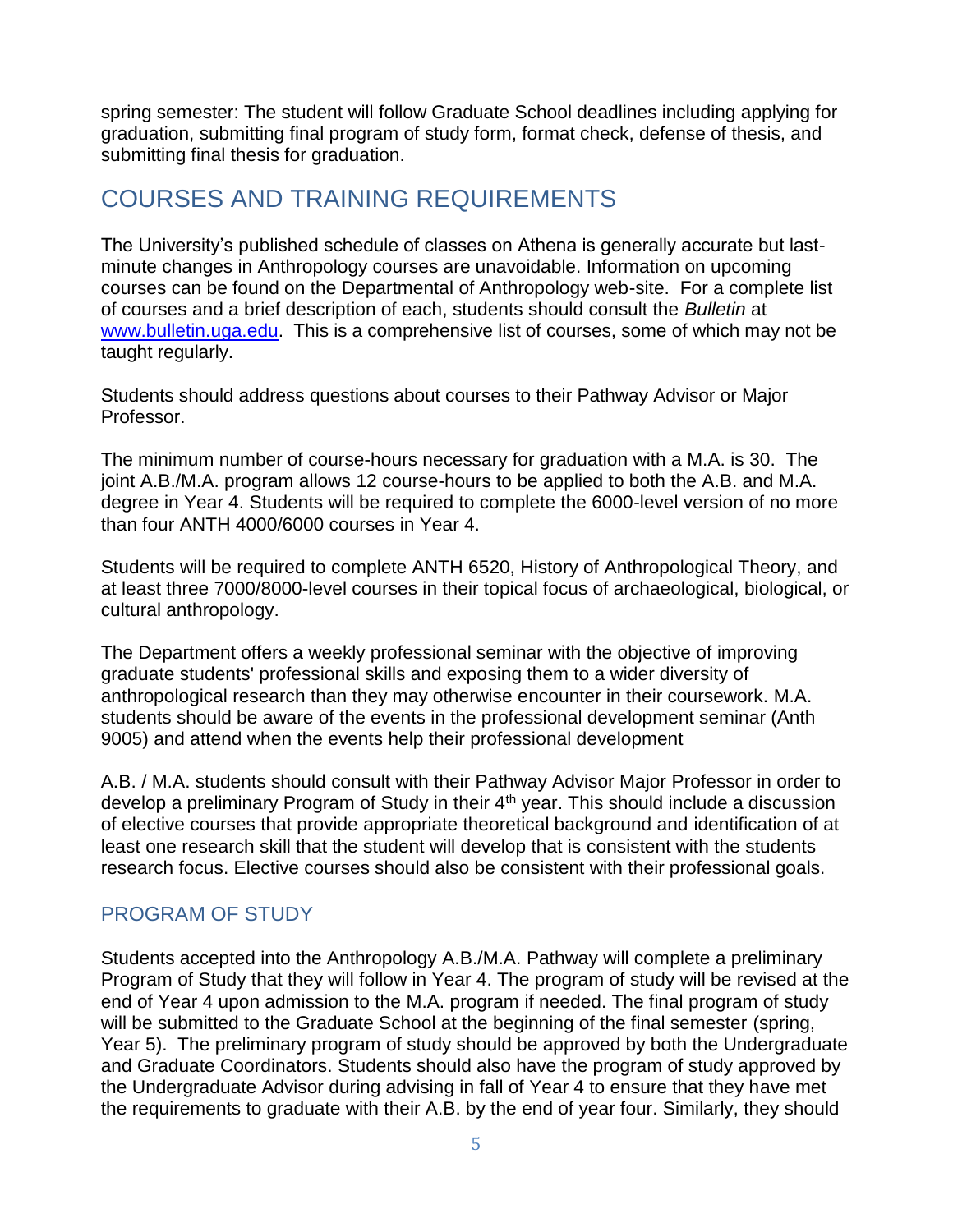spring semester: The student will follow Graduate School deadlines including applying for graduation, submitting final program of study form, format check, defense of thesis, and submitting final thesis for graduation.

## COURSES AND TRAINING REQUIREMENTS

The University's published schedule of classes on Athena is generally accurate but last-minute changes in Anthropology courses are unavoidable. Information on upcoming courses can be found on the Departmental of Anthropology web-site. For a complete list of courses and a brief description of each, students should consult the *Bulletin* at [www.bulletin.uga.edu](http://www.bulletin.uga.edu). This is a comprehensive list of courses, some of which may not be taught regularly.

Students should address questions about courses to their Pathway Advisor or Major Professor.

The minimum number of course-hours necessary for graduation with a M.A. is 30. The joint A.B./M.A. program allows 12 course-hours to be applied to both the A.B. and M.A. degree in Year 4. Students will be required to complete the 6000-level version of no more than four ANTH 4000/6000 courses in Year 4.

Students will be required to complete ANTH 6520, History of Anthropological Theory, and at least three 7000/8000-level courses in their topical focus of archaeological, biological, or cultural anthropology.

The Department offers a weekly professional seminar with the objective of improving graduate students' professional skills and exposing them to a wider diversity of anthropological research than they may otherwise encounter in their coursework. M.A. students should be aware of the events in the professional development seminar (Anth 9005) and attend when the events help their professional development

A.B. / M.A. students should consult with their Pathway Advisor Major Professor in order to develop a preliminary Program of Study in their 4th year. This should include a discussion of elective courses that provide appropriate theoretical background and identification of at least one research skill that the student will develop that is consistent with the students research focus. Elective courses should also be consistent with their professional goals.

### PROGRAM OF STUDY

Students accepted into the Anthropology A.B./M.A. Pathway will complete a preliminary Program of Study that they will follow in Year 4. The program of study will be revised at the end of Year 4 upon admission to the M.A. program if needed. The final program of study will be submitted to the Graduate School at the beginning of the final semester (spring, Year 5). The preliminary program of study should be approved by both the Undergraduate and Graduate Coordinators. Students should also have the program of study approved by the Undergraduate Advisor during advising in fall of Year 4 to ensure that they have met the requirements to graduate with their A.B. by the end of year four. Similarly, they should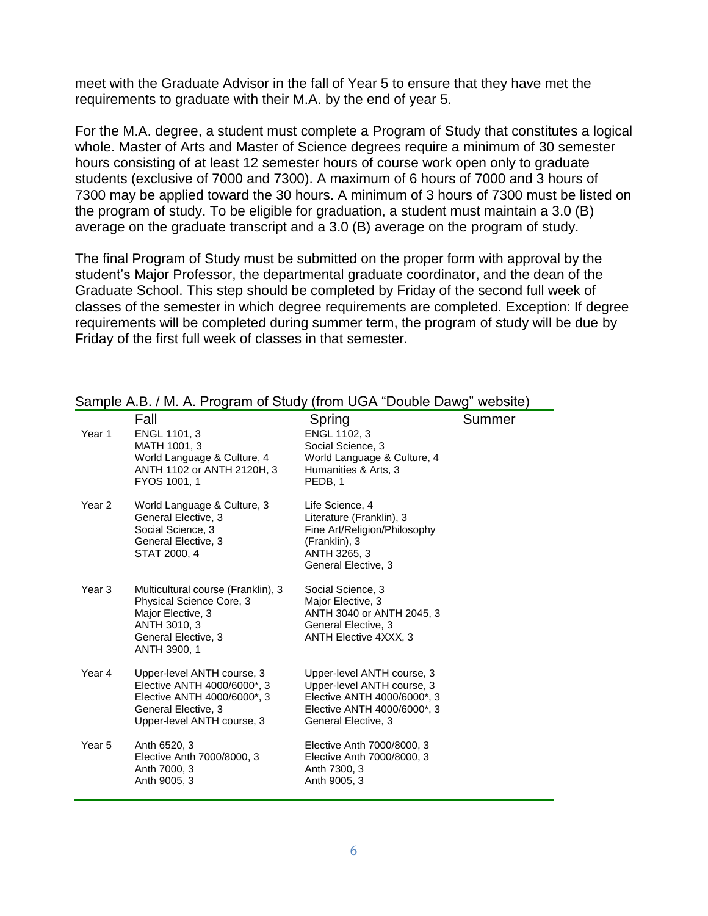meet with the Graduate Advisor in the fall of Year 5 to ensure that they have met the requirements to graduate with their M.A. by the end of year 5.

For the M.A. degree, a student must complete a Program of Study that constitutes a logical whole. Master of Arts and Master of Science degrees require a minimum of 30 semester hours consisting of at least 12 semester hours of course work open only to graduate students (exclusive of 7000 and 7300). A maximum of 6 hours of 7000 and 3 hours of 7300 may be applied toward the 30 hours. A minimum of 3 hours of 7300 must be listed on the program of study. To be eligible for graduation, a student must maintain a 3.0 (B) average on the graduate transcript and a 3.0 (B) average on the program of study.

The final Program of Study must be submitted on the proper form with approval by the student's Major Professor, the departmental graduate coordinator, and the dean of the Graduate School. This step should be completed by Friday of the second full week of classes of the semester in which degree requirements are completed. Exception: If degree requirements will be completed during summer term, the program of study will be due by Friday of the first full week of classes in that semester.

Sample A.B. / M. A. Program of Study (from UGA "Double Dawg" website)

| | Fall | Spring | Summer |
|---|---|---|---|
| Year 1 | ENGL 1101, 3<br>MATH 1001, 3<br>World Language & Culture, 4<br>ANTH 1102 or ANTH 2120H, 3<br>FYOS 1001, 1 | ENGL 1102, 3<br>Social Science, 3<br>World Language & Culture, 4<br>Humanities & Arts, 3<br>PEDB, 1 | |
| Year 2 | World Language & Culture, 3<br>General Elective, 3<br>Social Science, 3<br>General Elective, 3<br>STAT 2000, 4 | Life Science, 4<br>Literature (Franklin), 3<br>Fine Art/Religion/Philosophy (Franklin), 3<br>ANTH 3265, 3<br>General Elective, 3 | |
| Year 3 | Multicultural course (Franklin), 3<br>Physical Science Core, 3<br>Major Elective, 3<br>ANTH 3010, 3<br>General Elective, 3<br>ANTH 3900, 1 | Social Science, 3<br>Major Elective, 3<br>ANTH 3040 or ANTH 2045, 3<br>General Elective, 3<br>ANTH Elective 4XXX, 3 | |
| Year 4 | Upper-level ANTH course, 3<br>Elective ANTH 4000/6000*, 3<br>Elective ANTH 4000/6000*, 3<br>General Elective, 3<br>Upper-level ANTH course, 3 | Upper-level ANTH course, 3<br>Upper-level ANTH course, 3<br>Elective ANTH 4000/6000*, 3<br>Elective ANTH 4000/6000*, 3<br>General Elective, 3 | |
| Year 5 | Anth 6520, 3<br>Elective Anth 7000/8000, 3<br>Anth 7000, 3<br>Anth 9005, 3 | Elective Anth 7000/8000, 3<br>Elective Anth 7000/8000, 3<br>Anth 7300, 3<br>Anth 9005, 3 | |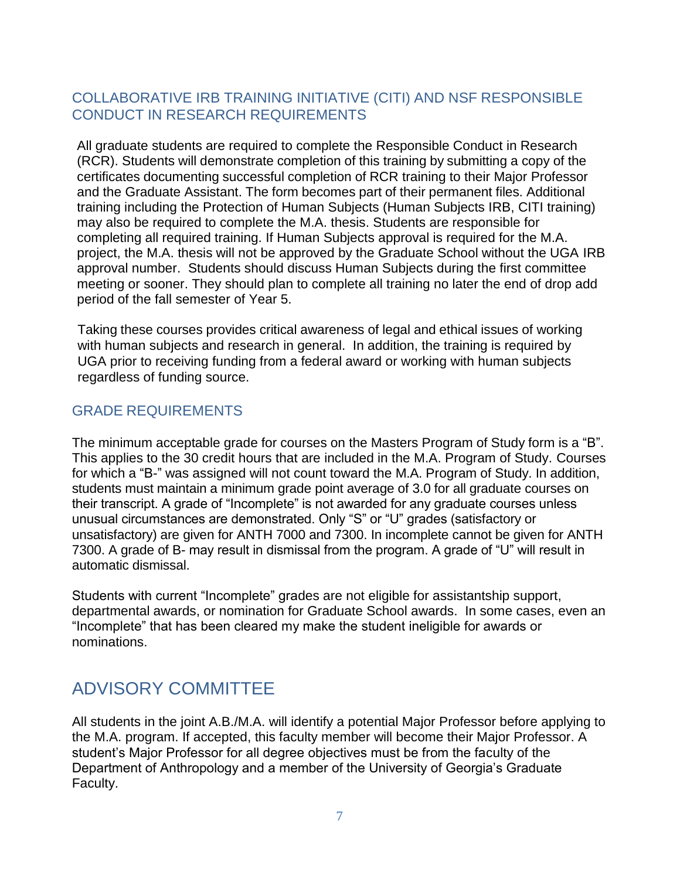## COLLABORATIVE IRB TRAINING INITIATIVE (CITI) AND NSF RESPONSIBLE CONDUCT IN RESEARCH REQUIREMENTS

All graduate students are required to complete the Responsible Conduct in Research (RCR). Students will demonstrate completion of this training by submitting a copy of the certificates documenting successful completion of RCR training to their Major Professor and the Graduate Assistant. The form becomes part of their permanent files. Additional training including the Protection of Human Subjects (Human Subjects IRB, CITI training) may also be required to complete the M.A. thesis. Students are responsible for completing all required training. If Human Subjects approval is required for the M.A. project, the M.A. thesis will not be approved by the Graduate School without the UGA IRB approval number. Students should discuss Human Subjects during the first committee meeting or sooner. They should plan to complete all training no later the end of drop add period of the fall semester of Year 5.

Taking these courses provides critical awareness of legal and ethical issues of working with human subjects and research in general. In addition, the training is required by UGA prior to receiving funding from a federal award or working with human subjects regardless of funding source.

## GRADE REQUIREMENTS

The minimum acceptable grade for courses on the Masters Program of Study form is a "B". This applies to the 30 credit hours that are included in the M.A. Program of Study. Courses for which a "B-" was assigned will not count toward the M.A. Program of Study. In addition, students must maintain a minimum grade point average of 3.0 for all graduate courses on their transcript. A grade of "Incomplete" is not awarded for any graduate courses unless unusual circumstances are demonstrated. Only "S" or "U" grades (satisfactory or unsatisfactory) are given for ANTH 7000 and 7300. In incomplete cannot be given for ANTH 7300. A grade of B- may result in dismissal from the program. A grade of "U" will result in automatic dismissal.

Students with current "Incomplete" grades are not eligible for assistantship support, departmental awards, or nomination for Graduate School awards. In some cases, even an "Incomplete" that has been cleared my make the student ineligible for awards or nominations.

# ADVISORY COMMITTEE

All students in the joint A.B./M.A. will identify a potential Major Professor before applying to the M.A. program. If accepted, this faculty member will become their Major Professor. A student's Major Professor for all degree objectives must be from the faculty of the Department of Anthropology and a member of the University of Georgia's Graduate Faculty.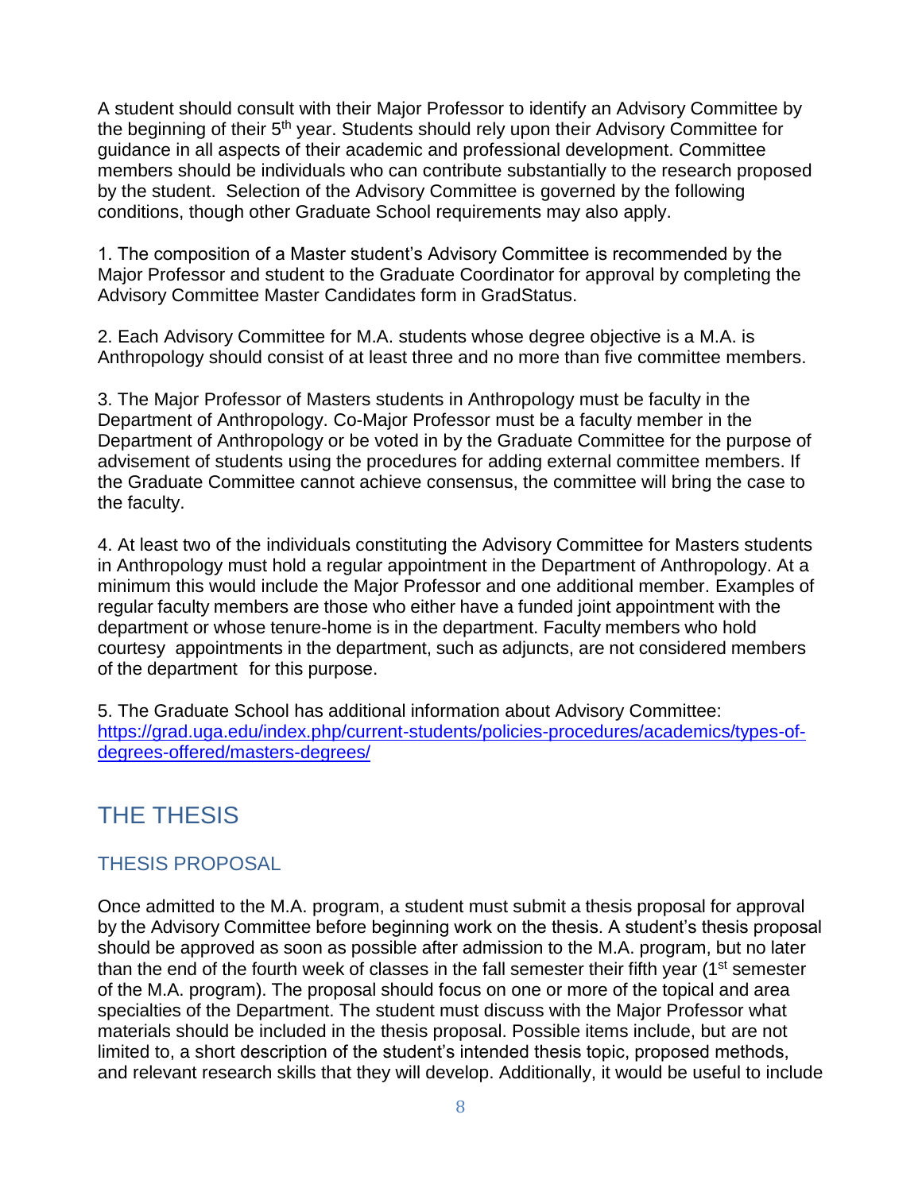A student should consult with their Major Professor to identify an Advisory Committee by the beginning of their 5th year. Students should rely upon their Advisory Committee for guidance in all aspects of their academic and professional development. Committee members should be individuals who can contribute substantially to the research proposed by the student. Selection of the Advisory Committee is governed by the following conditions, though other Graduate School requirements may also apply.

1. The composition of a Master student's Advisory Committee is recommended by the Major Professor and student to the Graduate Coordinator for approval by completing the Advisory Committee Master Candidates form in GradStatus.

2. Each Advisory Committee for M.A. students whose degree objective is a M.A. is Anthropology should consist of at least three and no more than five committee members.

3. The Major Professor of Masters students in Anthropology must be faculty in the Department of Anthropology. Co-Major Professor must be a faculty member in the Department of Anthropology or be voted in by the Graduate Committee for the purpose of advisement of students using the procedures for adding external committee members. If the Graduate Committee cannot achieve consensus, the committee will bring the case to the faculty.

4. At least two of the individuals constituting the Advisory Committee for Masters students in Anthropology must hold a regular appointment in the Department of Anthropology. At a minimum this would include the Major Professor and one additional member. Examples of regular faculty members are those who either have a funded joint appointment with the department or whose tenure-home is in the department. Faculty members who hold courtesy appointments in the department, such as adjuncts, are not considered members of the department for this purpose.

5. The Graduate School has additional information about Advisory Committee: [https://grad.uga.edu/index.php/current-students/policies-procedures/academics/types-of-degrees-offered/masters-degrees/](https://grad.uga.edu/index.php/current-students/policies-procedures/academics/types-of-degrees-offered/masters-degrees/)

# THE THESIS

## THESIS PROPOSAL

Once admitted to the M.A. program, a student must submit a thesis proposal for approval by the Advisory Committee before beginning work on the thesis. A student's thesis proposal should be approved as soon as possible after admission to the M.A. program, but no later than the end of the fourth week of classes in the fall semester their fifth year (1st semester of the M.A. program). The proposal should focus on one or more of the topical and area specialties of the Department. The student must discuss with the Major Professor what materials should be included in the thesis proposal. Possible items include, but are not limited to, a short description of the student's intended thesis topic, proposed methods, and relevant research skills that they will develop. Additionally, it would be useful to include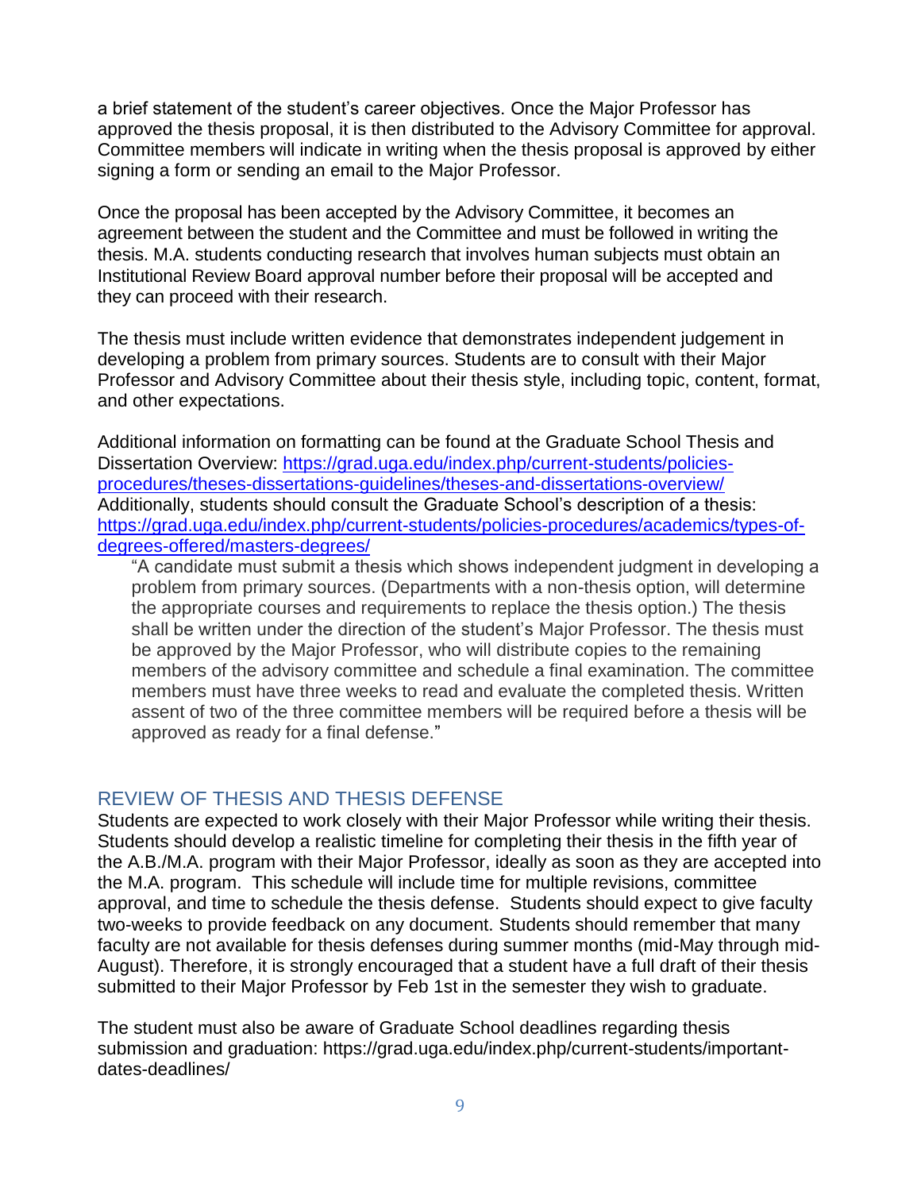a brief statement of the student's career objectives. Once the Major Professor has approved the thesis proposal, it is then distributed to the Advisory Committee for approval. Committee members will indicate in writing when the thesis proposal is approved by either signing a form or sending an email to the Major Professor.

Once the proposal has been accepted by the Advisory Committee, it becomes an agreement between the student and the Committee and must be followed in writing the thesis. M.A. students conducting research that involves human subjects must obtain an Institutional Review Board approval number before their proposal will be accepted and they can proceed with their research.

The thesis must include written evidence that demonstrates independent judgement in developing a problem from primary sources. Students are to consult with their Major Professor and Advisory Committee about their thesis style, including topic, content, format, and other expectations.

Additional information on formatting can be found at the Graduate School Thesis and Dissertation Overview: [https://grad.uga.edu/index.php/current-students/policies-procedures/theses-dissertations-guidelines/theses-and-dissertations-overview/](https://grad.uga.edu/index.php/current-students/policies-procedures/theses-dissertations-guidelines/theses-and-dissertations-overview/)
Additionally, students should consult the Graduate School's description of a thesis: [https://grad.uga.edu/index.php/current-students/policies-procedures/academics/types-of-degrees-offered/masters-degrees/](https://grad.uga.edu/index.php/current-students/policies-procedures/academics/types-of-degrees-offered/masters-degrees/)

> "A candidate must submit a thesis which shows independent judgment in developing a problem from primary sources. (Departments with a non-thesis option, will determine the appropriate courses and requirements to replace the thesis option.) The thesis shall be written under the direction of the student's Major Professor. The thesis must be approved by the Major Professor, who will distribute copies to the remaining members of the advisory committee and schedule a final examination. The committee members must have three weeks to read and evaluate the completed thesis. Written assent of two of the three committee members will be required before a thesis will be approved as ready for a final defense."

## REVIEW OF THESIS AND THESIS DEFENSE

Students are expected to work closely with their Major Professor while writing their thesis. Students should develop a realistic timeline for completing their thesis in the fifth year of the A.B./M.A. program with their Major Professor, ideally as soon as they are accepted into the M.A. program. This schedule will include time for multiple revisions, committee approval, and time to schedule the thesis defense. Students should expect to give faculty two-weeks to provide feedback on any document. Students should remember that many faculty are not available for thesis defenses during summer months (mid-May through mid-August). Therefore, it is strongly encouraged that a student have a full draft of their thesis submitted to their Major Professor by Feb 1st in the semester they wish to graduate.

The student must also be aware of Graduate School deadlines regarding thesis submission and graduation: https://grad.uga.edu/index.php/current-students/important-dates-deadlines/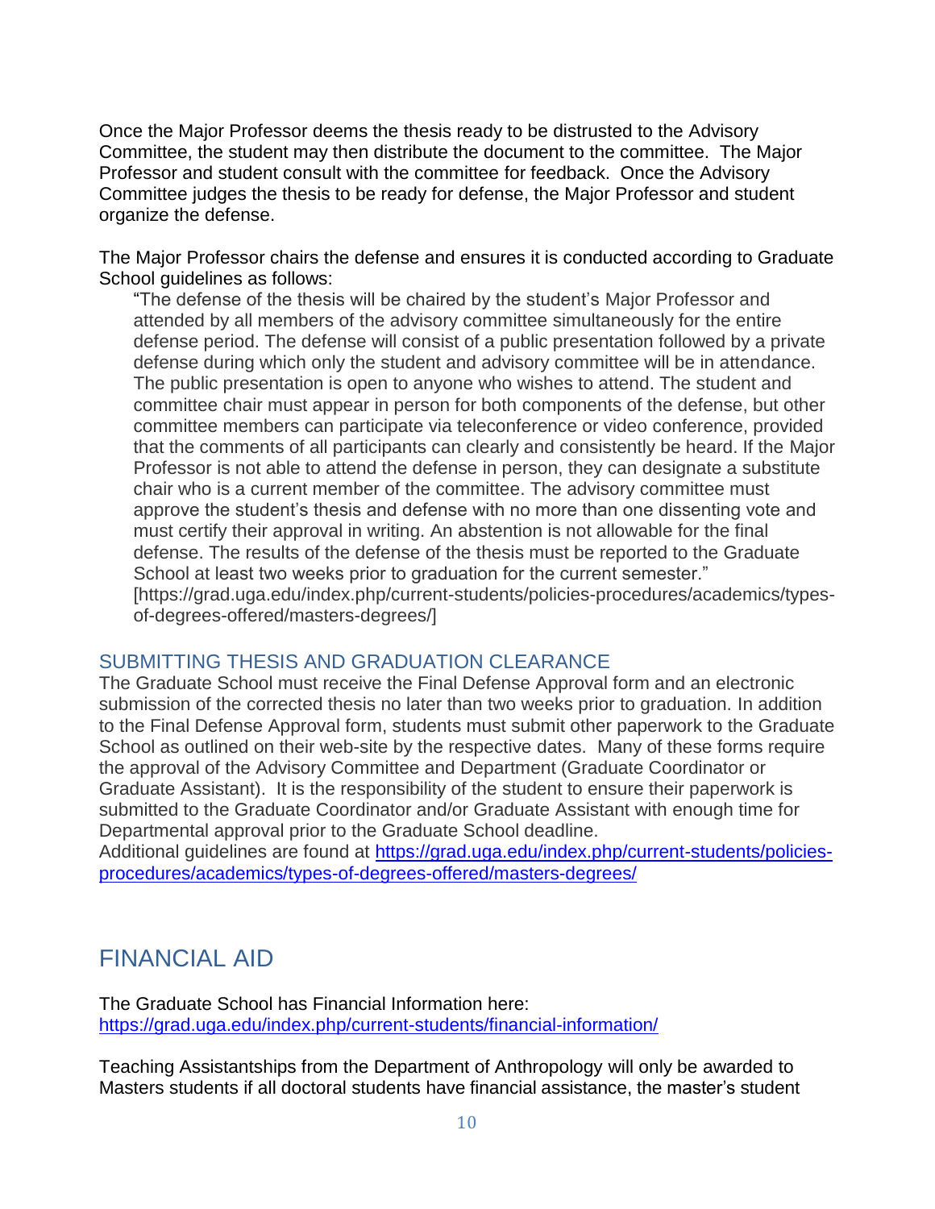Once the Major Professor deems the thesis ready to be distrusted to the Advisory Committee, the student may then distribute the document to the committee. The Major Professor and student consult with the committee for feedback. Once the Advisory Committee judges the thesis to be ready for defense, the Major Professor and student organize the defense.

The Major Professor chairs the defense and ensures it is conducted according to Graduate School guidelines as follows:

> "The defense of the thesis will be chaired by the student's Major Professor and attended by all members of the advisory committee simultaneously for the entire defense period. The defense will consist of a public presentation followed by a private defense during which only the student and advisory committee will be in attendance. The public presentation is open to anyone who wishes to attend. The student and committee chair must appear in person for both components of the defense, but other committee members can participate via teleconference or video conference, provided that the comments of all participants can clearly and consistently be heard. If the Major Professor is not able to attend the defense in person, they can designate a substitute chair who is a current member of the committee. The advisory committee must approve the student's thesis and defense with no more than one dissenting vote and must certify their approval in writing. An abstention is not allowable for the final defense. The results of the defense of the thesis must be reported to the Graduate School at least two weeks prior to graduation for the current semester." [https://grad.uga.edu/index.php/current-students/policies-procedures/academics/types-of-degrees-offered/masters-degrees/]

### SUBMITTING THESIS AND GRADUATION CLEARANCE

The Graduate School must receive the Final Defense Approval form and an electronic submission of the corrected thesis no later than two weeks prior to graduation. In addition to the Final Defense Approval form, students must submit other paperwork to the Graduate School as outlined on their web-site by the respective dates. Many of these forms require the approval of the Advisory Committee and Department (Graduate Coordinator or Graduate Assistant). It is the responsibility of the student to ensure their paperwork is submitted to the Graduate Coordinator and/or Graduate Assistant with enough time for Departmental approval prior to the Graduate School deadline.
Additional guidelines are found at https://grad.uga.edu/index.php/current-students/policies-procedures/academics/types-of-degrees-offered/masters-degrees/

## FINANCIAL AID

The Graduate School has Financial Information here:
https://grad.uga.edu/index.php/current-students/financial-information/

Teaching Assistantships from the Department of Anthropology will only be awarded to Masters students if all doctoral students have financial assistance, the master's student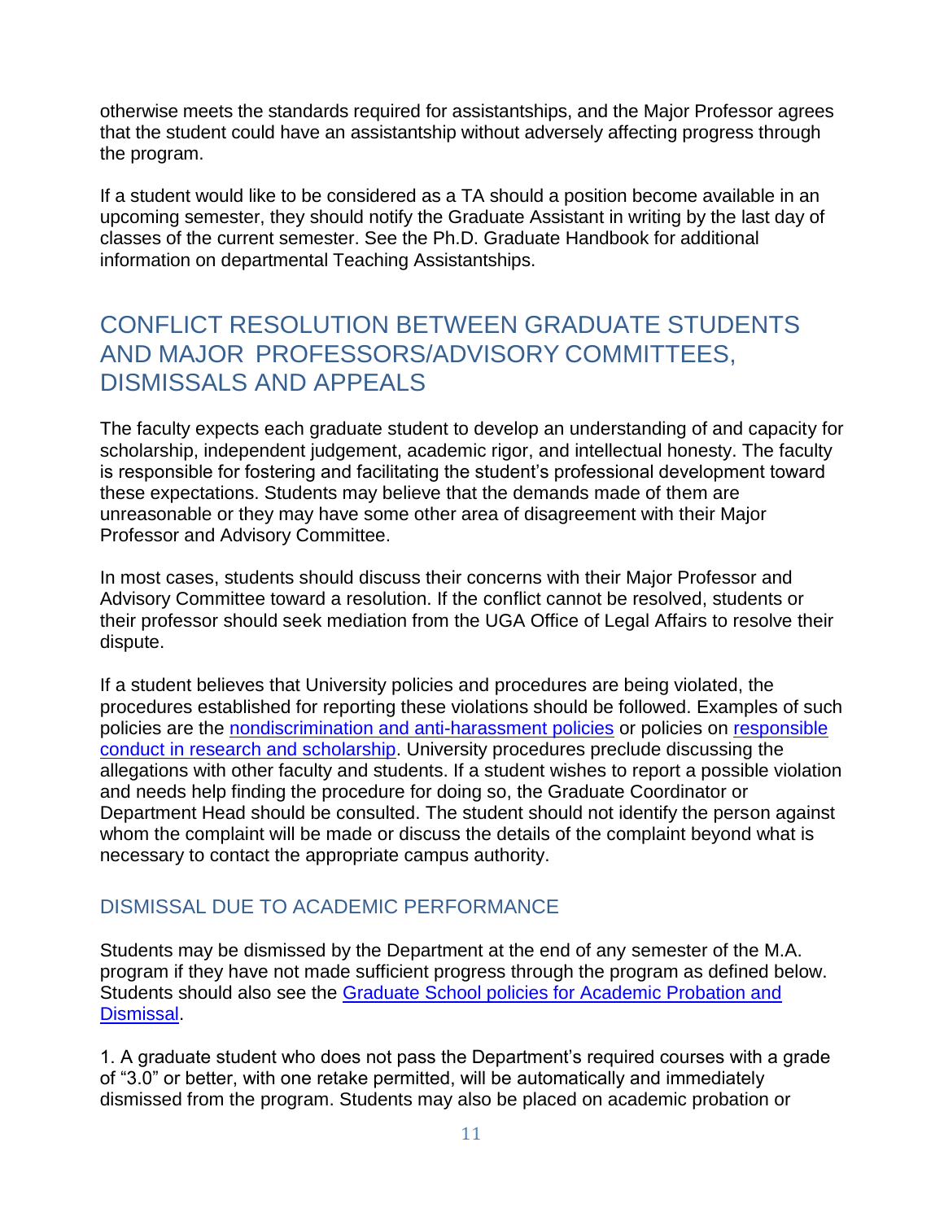otherwise meets the standards required for assistantships, and the Major Professor agrees that the student could have an assistantship without adversely affecting progress through the program.

If a student would like to be considered as a TA should a position become available in an upcoming semester, they should notify the Graduate Assistant in writing by the last day of classes of the current semester. See the Ph.D. Graduate Handbook for additional information on departmental Teaching Assistantships.

## CONFLICT RESOLUTION BETWEEN GRADUATE STUDENTS AND MAJOR PROFESSORS/ADVISORY COMMITTEES, DISMISSALS AND APPEALS

The faculty expects each graduate student to develop an understanding of and capacity for scholarship, independent judgement, academic rigor, and intellectual honesty. The faculty is responsible for fostering and facilitating the student's professional development toward these expectations. Students may believe that the demands made of them are unreasonable or they may have some other area of disagreement with their Major Professor and Advisory Committee.

In most cases, students should discuss their concerns with their Major Professor and Advisory Committee toward a resolution. If the conflict cannot be resolved, students or their professor should seek mediation from the UGA Office of Legal Affairs to resolve their dispute.

If a student believes that University policies and procedures are being violated, the procedures established for reporting these violations should be followed. Examples of such policies are the [nondiscrimination and anti-harassment policies]() or policies on [responsible conduct in research and scholarship](). University procedures preclude discussing the allegations with other faculty and students. If a student wishes to report a possible violation and needs help finding the procedure for doing so, the Graduate Coordinator or Department Head should be consulted. The student should not identify the person against whom the complaint will be made or discuss the details of the complaint beyond what is necessary to contact the appropriate campus authority.

### DISMISSAL DUE TO ACADEMIC PERFORMANCE

Students may be dismissed by the Department at the end of any semester of the M.A. program if they have not made sufficient progress through the program as defined below. Students should also see the [Graduate School policies for Academic Probation and Dismissal]().

1. A graduate student who does not pass the Department's required courses with a grade of "3.0" or better, with one retake permitted, will be automatically and immediately dismissed from the program. Students may also be placed on academic probation or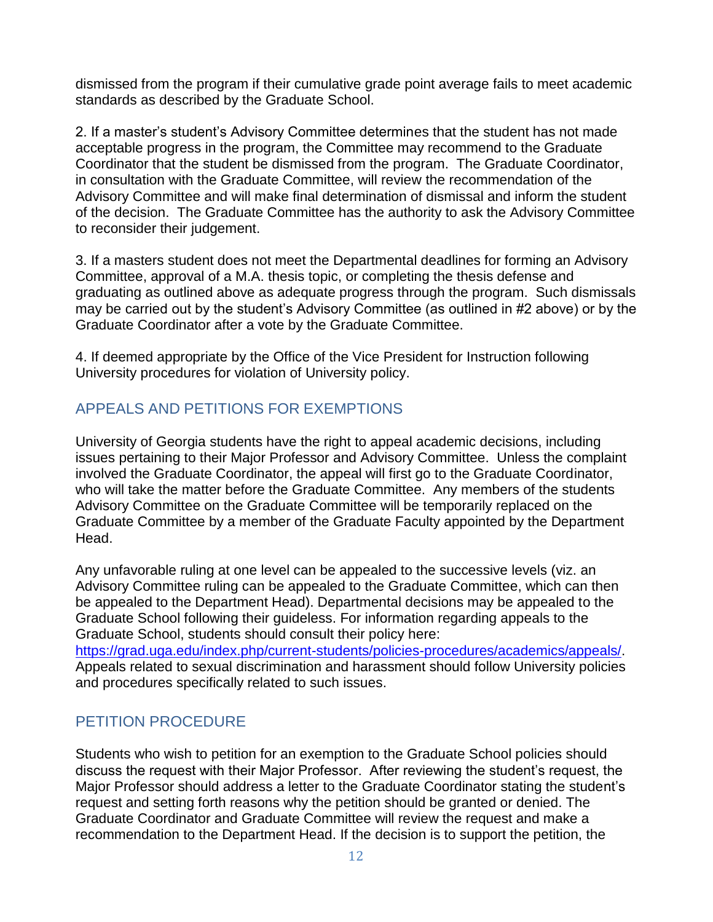dismissed from the program if their cumulative grade point average fails to meet academic standards as described by the Graduate School.

2. If a master's student's Advisory Committee determines that the student has not made acceptable progress in the program, the Committee may recommend to the Graduate Coordinator that the student be dismissed from the program. The Graduate Coordinator, in consultation with the Graduate Committee, will review the recommendation of the Advisory Committee and will make final determination of dismissal and inform the student of the decision. The Graduate Committee has the authority to ask the Advisory Committee to reconsider their judgement.

3. If a masters student does not meet the Departmental deadlines for forming an Advisory Committee, approval of a M.A. thesis topic, or completing the thesis defense and graduating as outlined above as adequate progress through the program. Such dismissals may be carried out by the student's Advisory Committee (as outlined in #2 above) or by the Graduate Coordinator after a vote by the Graduate Committee.

4. If deemed appropriate by the Office of the Vice President for Instruction following University procedures for violation of University policy.

## APPEALS AND PETITIONS FOR EXEMPTIONS

University of Georgia students have the right to appeal academic decisions, including issues pertaining to their Major Professor and Advisory Committee. Unless the complaint involved the Graduate Coordinator, the appeal will first go to the Graduate Coordinator, who will take the matter before the Graduate Committee. Any members of the students Advisory Committee on the Graduate Committee will be temporarily replaced on the Graduate Committee by a member of the Graduate Faculty appointed by the Department Head.

Any unfavorable ruling at one level can be appealed to the successive levels (viz. an Advisory Committee ruling can be appealed to the Graduate Committee, which can then be appealed to the Department Head). Departmental decisions may be appealed to the Graduate School following their guideless. For information regarding appeals to the Graduate School, students should consult their policy here: https://grad.uga.edu/index.php/current-students/policies-procedures/academics/appeals/. Appeals related to sexual discrimination and harassment should follow University policies and procedures specifically related to such issues.

## PETITION PROCEDURE

Students who wish to petition for an exemption to the Graduate School policies should discuss the request with their Major Professor. After reviewing the student's request, the Major Professor should address a letter to the Graduate Coordinator stating the student's request and setting forth reasons why the petition should be granted or denied. The Graduate Coordinator and Graduate Committee will review the request and make a recommendation to the Department Head. If the decision is to support the petition, the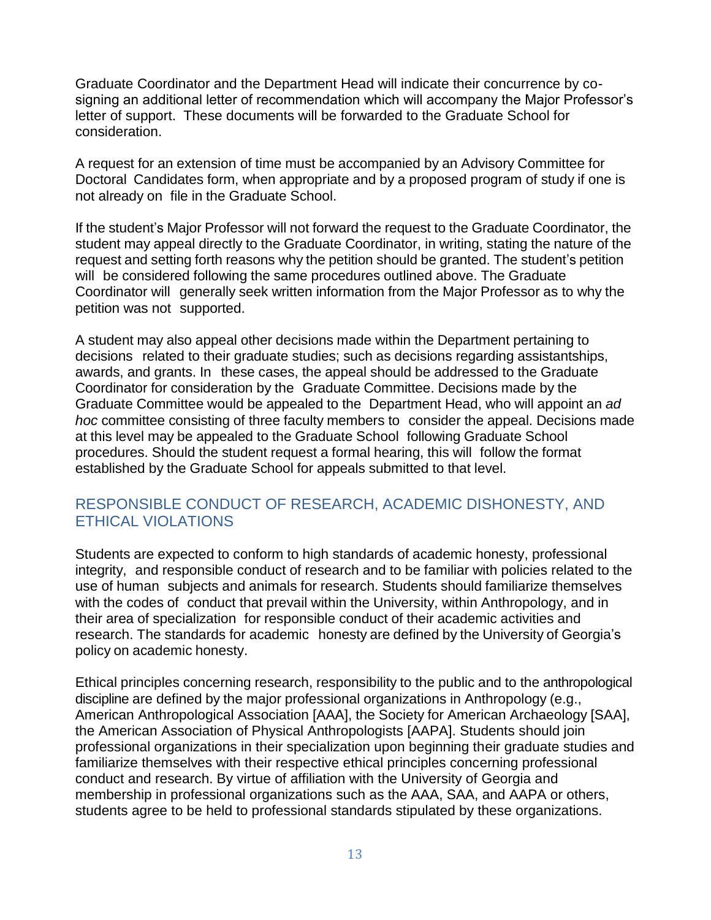Graduate Coordinator and the Department Head will indicate their concurrence by co-signing an additional letter of recommendation which will accompany the Major Professor's letter of support. These documents will be forwarded to the Graduate School for consideration.

A request for an extension of time must be accompanied by an Advisory Committee for Doctoral Candidates form, when appropriate and by a proposed program of study if one is not already on file in the Graduate School.

If the student's Major Professor will not forward the request to the Graduate Coordinator, the student may appeal directly to the Graduate Coordinator, in writing, stating the nature of the request and setting forth reasons why the petition should be granted. The student's petition will be considered following the same procedures outlined above. The Graduate Coordinator will generally seek written information from the Major Professor as to why the petition was not supported.

A student may also appeal other decisions made within the Department pertaining to decisions related to their graduate studies; such as decisions regarding assistantships, awards, and grants. In these cases, the appeal should be addressed to the Graduate Coordinator for consideration by the Graduate Committee. Decisions made by the Graduate Committee would be appealed to the Department Head, who will appoint an *ad hoc* committee consisting of three faculty members to consider the appeal. Decisions made at this level may be appealed to the Graduate School following Graduate School procedures. Should the student request a formal hearing, this will follow the format established by the Graduate School for appeals submitted to that level.

## RESPONSIBLE CONDUCT OF RESEARCH, ACADEMIC DISHONESTY, AND ETHICAL VIOLATIONS

Students are expected to conform to high standards of academic honesty, professional integrity, and responsible conduct of research and to be familiar with policies related to the use of human subjects and animals for research. Students should familiarize themselves with the codes of conduct that prevail within the University, within Anthropology, and in their area of specialization for responsible conduct of their academic activities and research. The standards for academic honesty are defined by the University of Georgia's policy on academic honesty.

Ethical principles concerning research, responsibility to the public and to the anthropological discipline are defined by the major professional organizations in Anthropology (e.g., American Anthropological Association [AAA], the Society for American Archaeology [SAA], the American Association of Physical Anthropologists [AAPA]. Students should join professional organizations in their specialization upon beginning their graduate studies and familiarize themselves with their respective ethical principles concerning professional conduct and research. By virtue of affiliation with the University of Georgia and membership in professional organizations such as the AAA, SAA, and AAPA or others, students agree to be held to professional standards stipulated by these organizations.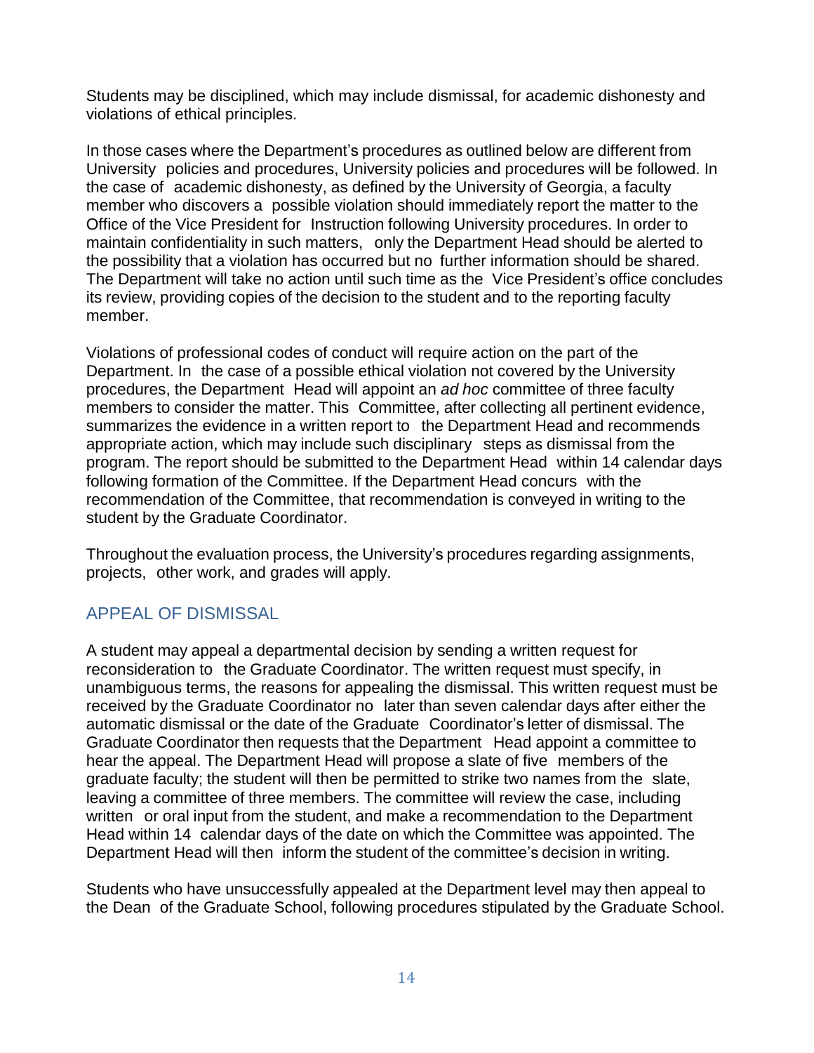Students may be disciplined, which may include dismissal, for academic dishonesty and violations of ethical principles.

In those cases where the Department's procedures as outlined below are different from University policies and procedures, University policies and procedures will be followed. In the case of academic dishonesty, as defined by the University of Georgia, a faculty member who discovers a possible violation should immediately report the matter to the Office of the Vice President for Instruction following University procedures. In order to maintain confidentiality in such matters, only the Department Head should be alerted to the possibility that a violation has occurred but no further information should be shared. The Department will take no action until such time as the Vice President's office concludes its review, providing copies of the decision to the student and to the reporting faculty member.

Violations of professional codes of conduct will require action on the part of the Department. In the case of a possible ethical violation not covered by the University procedures, the Department Head will appoint an *ad hoc* committee of three faculty members to consider the matter. This Committee, after collecting all pertinent evidence, summarizes the evidence in a written report to the Department Head and recommends appropriate action, which may include such disciplinary steps as dismissal from the program. The report should be submitted to the Department Head within 14 calendar days following formation of the Committee. If the Department Head concurs with the recommendation of the Committee, that recommendation is conveyed in writing to the student by the Graduate Coordinator.

Throughout the evaluation process, the University's procedures regarding assignments, projects, other work, and grades will apply.

## APPEAL OF DISMISSAL

A student may appeal a departmental decision by sending a written request for reconsideration to the Graduate Coordinator. The written request must specify, in unambiguous terms, the reasons for appealing the dismissal. This written request must be received by the Graduate Coordinator no later than seven calendar days after either the automatic dismissal or the date of the Graduate Coordinator's letter of dismissal. The Graduate Coordinator then requests that the Department Head appoint a committee to hear the appeal. The Department Head will propose a slate of five members of the graduate faculty; the student will then be permitted to strike two names from the slate, leaving a committee of three members. The committee will review the case, including written or oral input from the student, and make a recommendation to the Department Head within 14 calendar days of the date on which the Committee was appointed. The Department Head will then inform the student of the committee's decision in writing.

Students who have unsuccessfully appealed at the Department level may then appeal to the Dean of the Graduate School, following procedures stipulated by the Graduate School.